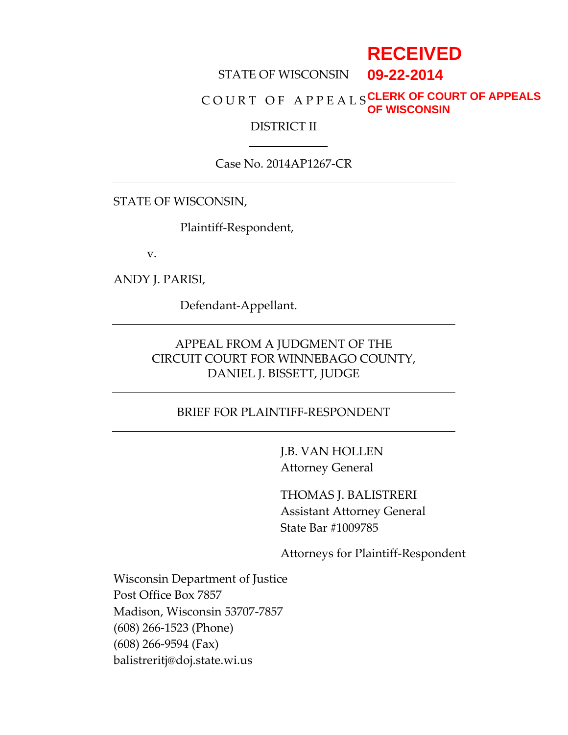**RECEIVED**
**09-22-2014**
**CLERK OF COURT OF APPEALS OF WISCONSIN**

STATE OF WISCONSIN

COURT OF APPEALS

DISTRICT II

Case No. 2014AP1267-CR

---

STATE OF WISCONSIN,

Plaintiff-Respondent,

v.

ANDY J. PARISI,

Defendant-Appellant.

---

APPEAL FROM A JUDGMENT OF THE CIRCUIT COURT FOR WINNEBAGO COUNTY, DANIEL J. BISSETT, JUDGE

---

BRIEF FOR PLAINTIFF-RESPONDENT

---

J.B. VAN HOLLEN
Attorney General

THOMAS J. BALISTRERI
Assistant Attorney General
State Bar #1009785

Attorneys for Plaintiff-Respondent

Wisconsin Department of Justice
Post Office Box 7857
Madison, Wisconsin 53707-7857
(608) 266-1523 (Phone)
(608) 266-9594 (Fax)
balistreritj@doj.state.wi.us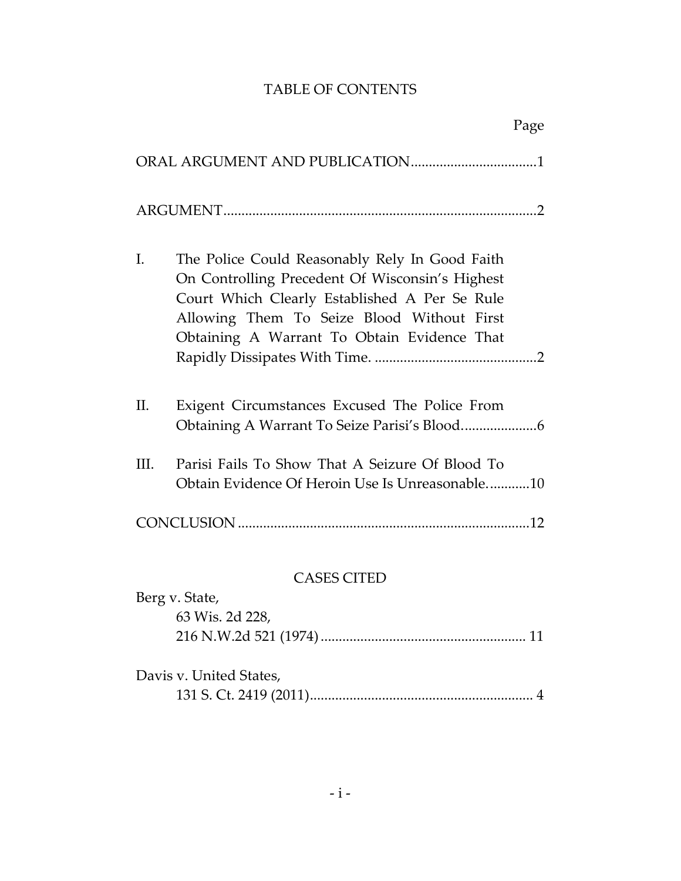# TABLE OF CONTENTS

| | Page |
|---|---|
| ORAL ARGUMENT AND PUBLICATION | 1 |
| ARGUMENT | 2 |
| I. The Police Could Reasonably Rely In Good Faith On Controlling Precedent Of Wisconsin's Highest Court Which Clearly Established A Per Se Rule Allowing Them To Seize Blood Without First Obtaining A Warrant To Obtain Evidence That Rapidly Dissipates With Time. | 2 |
| II. Exigent Circumstances Excused The Police From Obtaining A Warrant To Seize Parisi's Blood. | 6 |
| III. Parisi Fails To Show That A Seizure Of Blood To Obtain Evidence Of Heroin Use Is Unreasonable. | 10 |
| CONCLUSION | 12 |

## CASES CITED

| | Page |
|---|---|
| Berg v. State, 63 Wis. 2d 228, 216 N.W.2d 521 (1974) | 11 |
| Davis v. United States, 131 S. Ct. 2419 (2011) | 4 |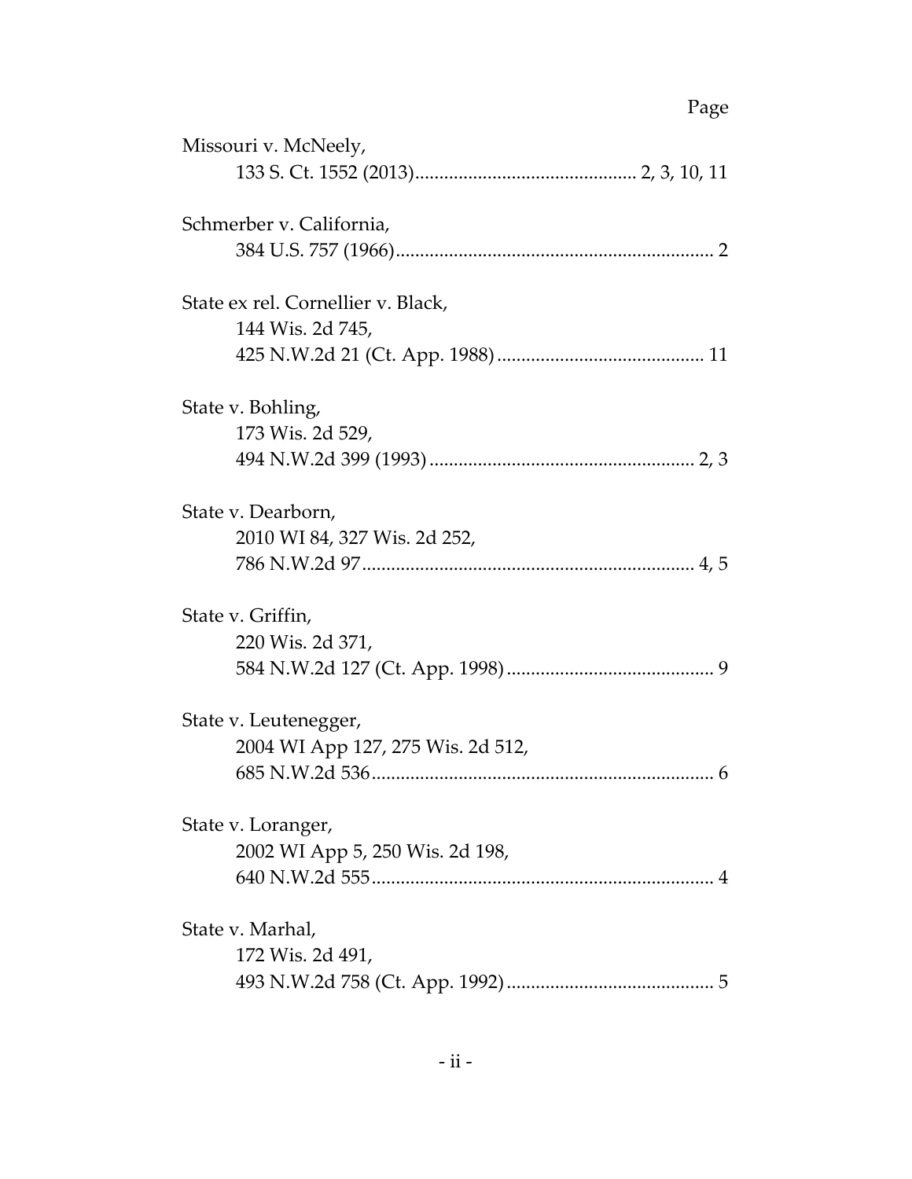Page

Missouri v. McNeely,
133 S. Ct. 1552 (2013)............................................. 2, 3, 10, 11

Schmerber v. California,
384 U.S. 757 (1966).................................................................. 2

State ex rel. Cornellier v. Black,
144 Wis. 2d 745,
425 N.W.2d 21 (Ct. App. 1988)........................................... 11

State v. Bohling,
173 Wis. 2d 529,
494 N.W.2d 399 (1993)....................................................... 2, 3

State v. Dearborn,
2010 WI 84, 327 Wis. 2d 252,
786 N.W.2d 97..................................................................... 4, 5

State v. Griffin,
220 Wis. 2d 371,
584 N.W.2d 127 (Ct. App. 1998)........................................... 9

State v. Leutenegger,
2004 WI App 127, 275 Wis. 2d 512,
685 N.W.2d 536....................................................................... 6

State v. Loranger,
2002 WI App 5, 250 Wis. 2d 198,
640 N.W.2d 555....................................................................... 4

State v. Marhal,
172 Wis. 2d 491,
493 N.W.2d 758 (Ct. App. 1992)........................................... 5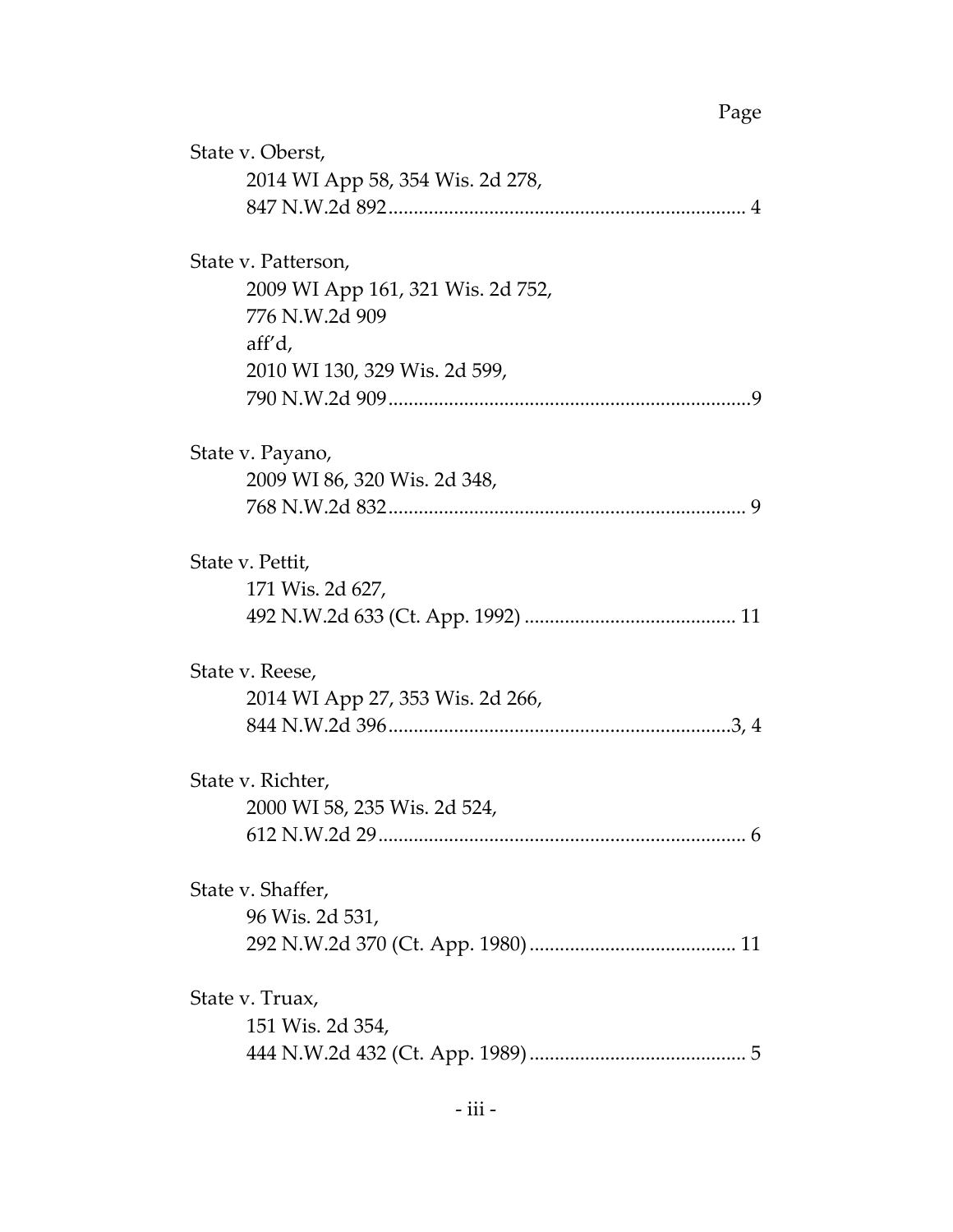Page

State v. Oberst,
2014 WI App 58, 354 Wis. 2d 278,
847 N.W.2d 892 ........................................................................ 4

State v. Patterson,
2009 WI App 161, 321 Wis. 2d 752,
776 N.W.2d 909
aff'd,
2010 WI 130, 329 Wis. 2d 599,
790 N.W.2d 909 ........................................................................ 9

State v. Payano,
2009 WI 86, 320 Wis. 2d 348,
768 N.W.2d 832 ........................................................................ 9

State v. Pettit,
171 Wis. 2d 627,
492 N.W.2d 633 (Ct. App. 1992) .......................................... 11

State v. Reese,
2014 WI App 27, 353 Wis. 2d 266,
844 N.W.2d 396 ..................................................................... 3, 4

State v. Richter,
2000 WI 58, 235 Wis. 2d 524,
612 N.W.2d 29 .......................................................................... 6

State v. Shaffer,
96 Wis. 2d 531,
292 N.W.2d 370 (Ct. App. 1980) .......................................... 11

State v. Truax,
151 Wis. 2d 354,
444 N.W.2d 432 (Ct. App. 1989) ............................................ 5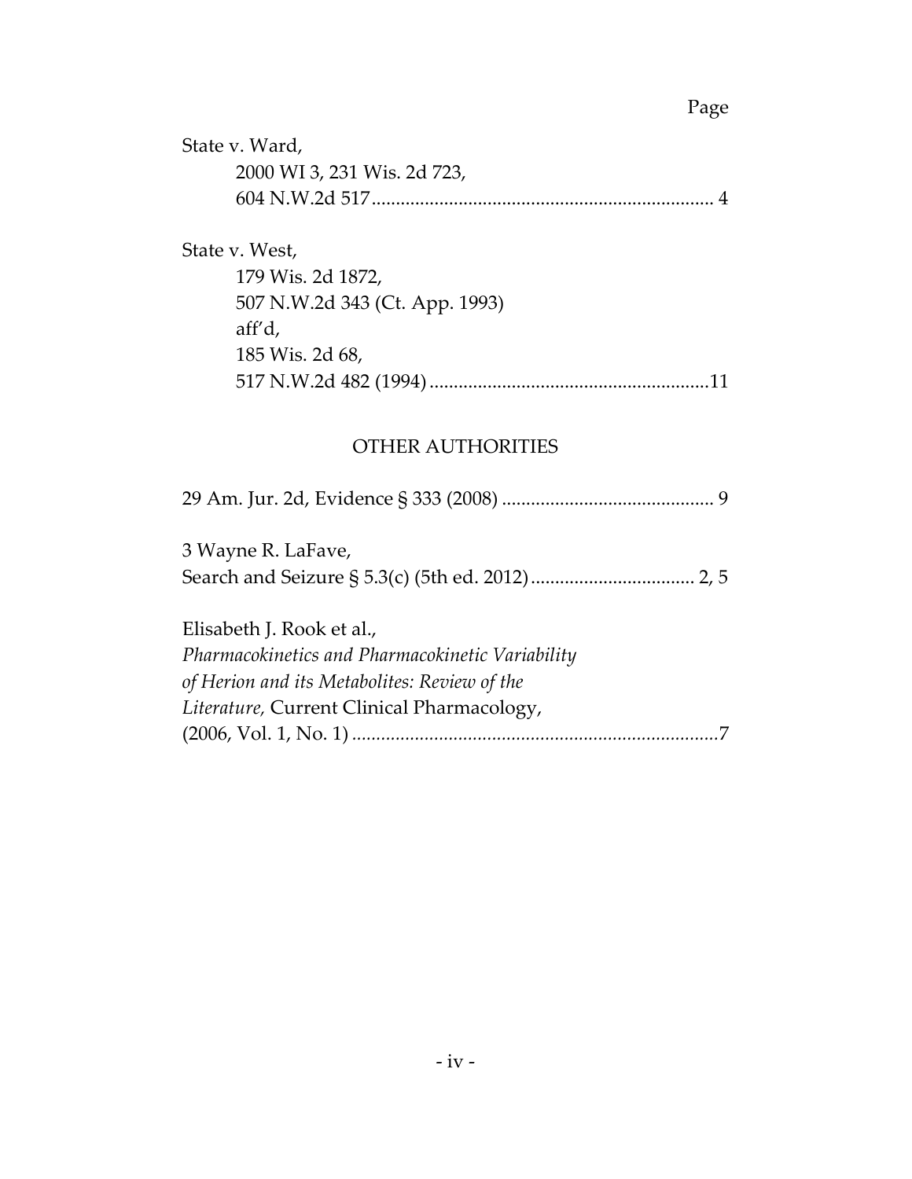Page

State v. Ward,
2000 WI 3, 231 Wis. 2d 723,
604 N.W.2d 517 ....................................................................... 4

State v. West,
179 Wis. 2d 1872,
507 N.W.2d 343 (Ct. App. 1993)
aff'd,
185 Wis. 2d 68,
517 N.W.2d 482 (1994) ..........................................................11

## OTHER AUTHORITIES

29 Am. Jur. 2d, Evidence § 333 (2008) ............................................ 9

3 Wayne R. LaFave,
Search and Seizure § 5.3(c) (5th ed. 2012) .................................. 2, 5

Elisabeth J. Rook et al.,
*Pharmacokinetics and Pharmacokinetic Variability of Herion and its Metabolites: Review of the Literature,* Current Clinical Pharmacology,
(2006, Vol. 1, No. 1) ............................................................................7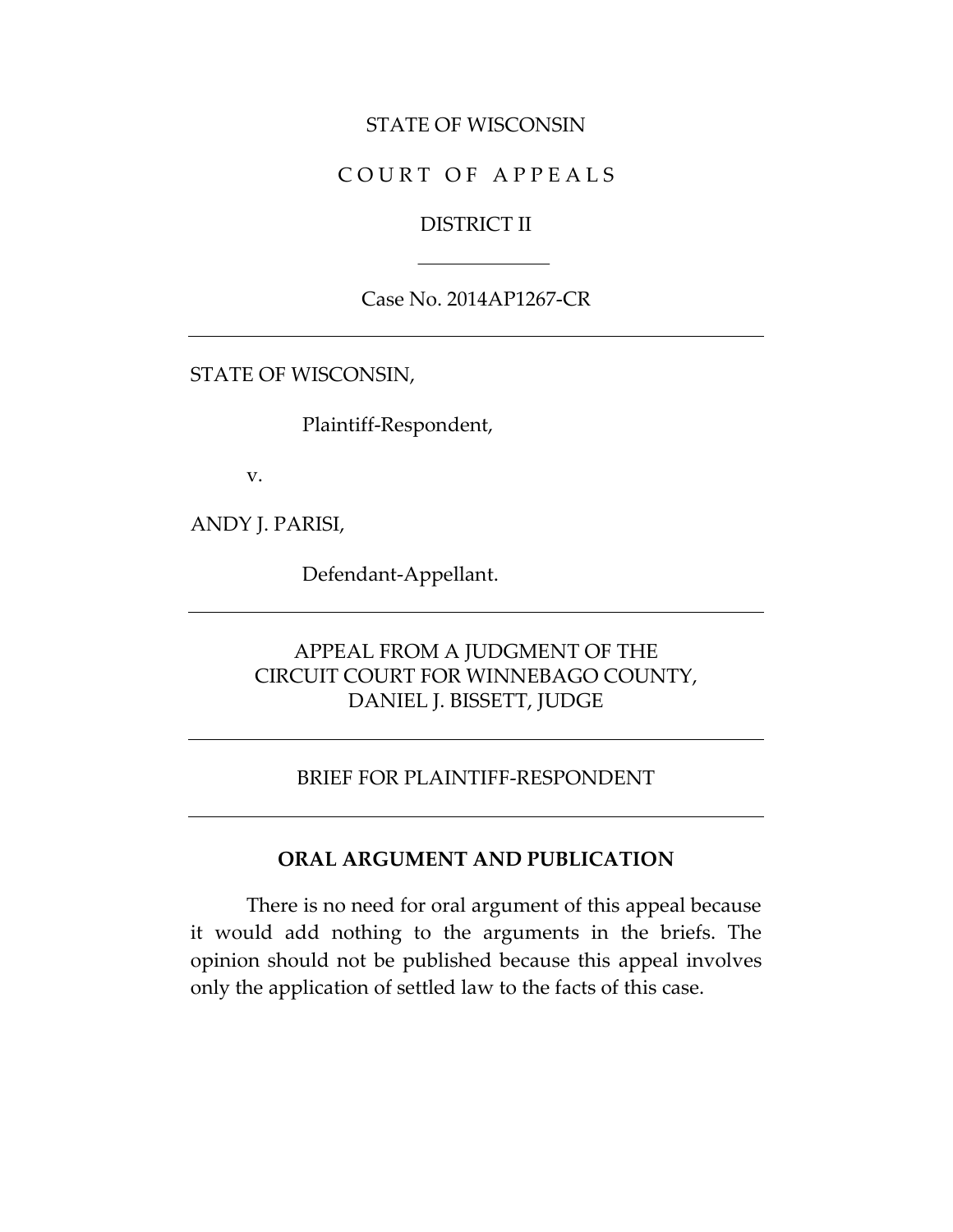STATE OF WISCONSIN

C O U R T   O F   A P P E A L S

DISTRICT II

______________

Case No. 2014AP1267-CR

---

STATE OF WISCONSIN,

Plaintiff-Respondent,

v.

ANDY J. PARISI,

Defendant-Appellant.

---

APPEAL FROM A JUDGMENT OF THE CIRCUIT COURT FOR WINNEBAGO COUNTY, DANIEL J. BISSETT, JUDGE

---

BRIEF FOR PLAINTIFF-RESPONDENT

---

**ORAL ARGUMENT AND PUBLICATION**

There is no need for oral argument of this appeal because it would add nothing to the arguments in the briefs. The opinion should not be published because this appeal involves only the application of settled law to the facts of this case.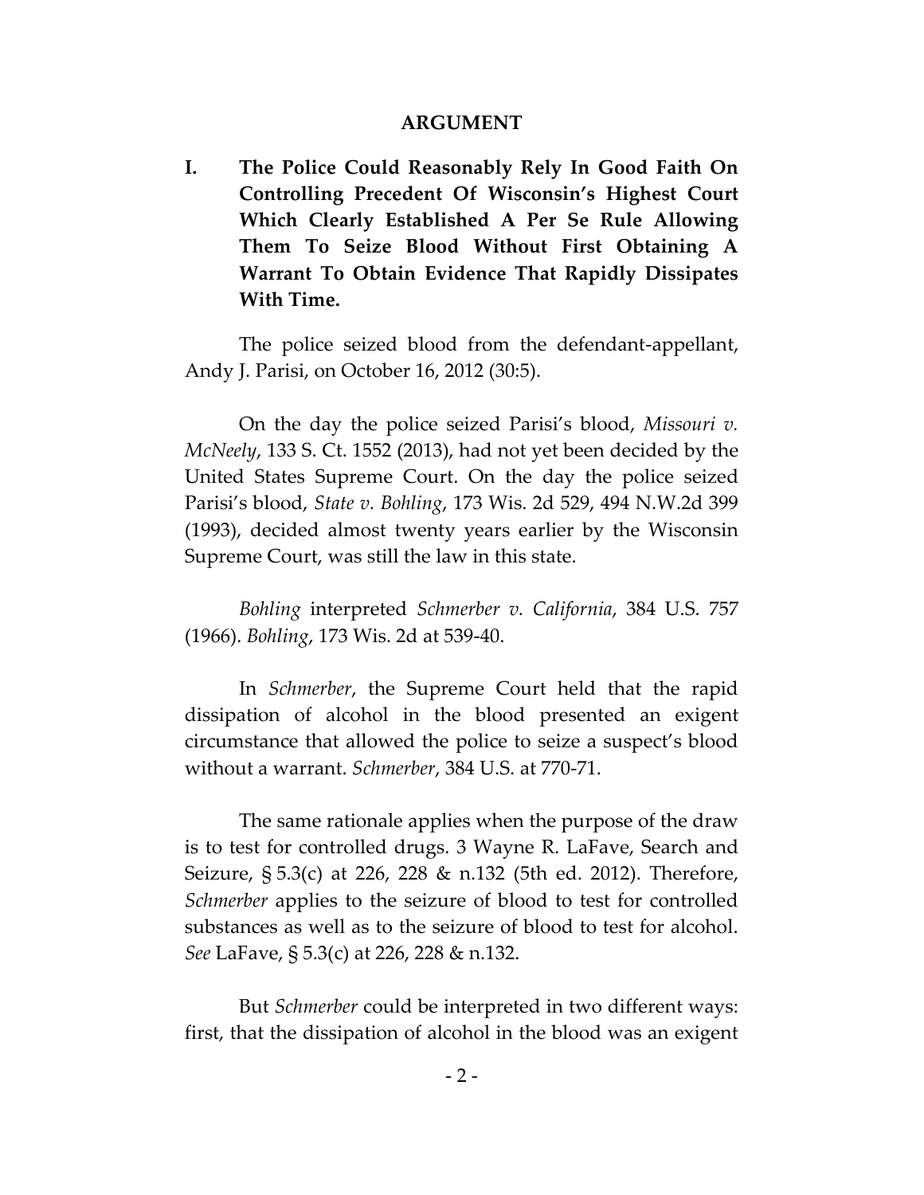## ARGUMENT

**I. The Police Could Reasonably Rely In Good Faith On Controlling Precedent Of Wisconsin's Highest Court Which Clearly Established A Per Se Rule Allowing Them To Seize Blood Without First Obtaining A Warrant To Obtain Evidence That Rapidly Dissipates With Time.**

The police seized blood from the defendant-appellant, Andy J. Parisi, on October 16, 2012 (30:5).

On the day the police seized Parisi's blood, *Missouri v. McNeely*, 133 S. Ct. 1552 (2013), had not yet been decided by the United States Supreme Court. On the day the police seized Parisi's blood, *State v. Bohling*, 173 Wis. 2d 529, 494 N.W.2d 399 (1993), decided almost twenty years earlier by the Wisconsin Supreme Court, was still the law in this state.

*Bohling* interpreted *Schmerber v. California*, 384 U.S. 757 (1966). *Bohling*, 173 Wis. 2d at 539-40.

In *Schmerber*, the Supreme Court held that the rapid dissipation of alcohol in the blood presented an exigent circumstance that allowed the police to seize a suspect's blood without a warrant. *Schmerber*, 384 U.S. at 770-71.

The same rationale applies when the purpose of the draw is to test for controlled drugs. 3 Wayne R. LaFave, Search and Seizure, § 5.3(c) at 226, 228 & n.132 (5th ed. 2012). Therefore, *Schmerber* applies to the seizure of blood to test for controlled substances as well as to the seizure of blood to test for alcohol. *See* LaFave, § 5.3(c) at 226, 228 & n.132.

But *Schmerber* could be interpreted in two different ways: first, that the dissipation of alcohol in the blood was an exigent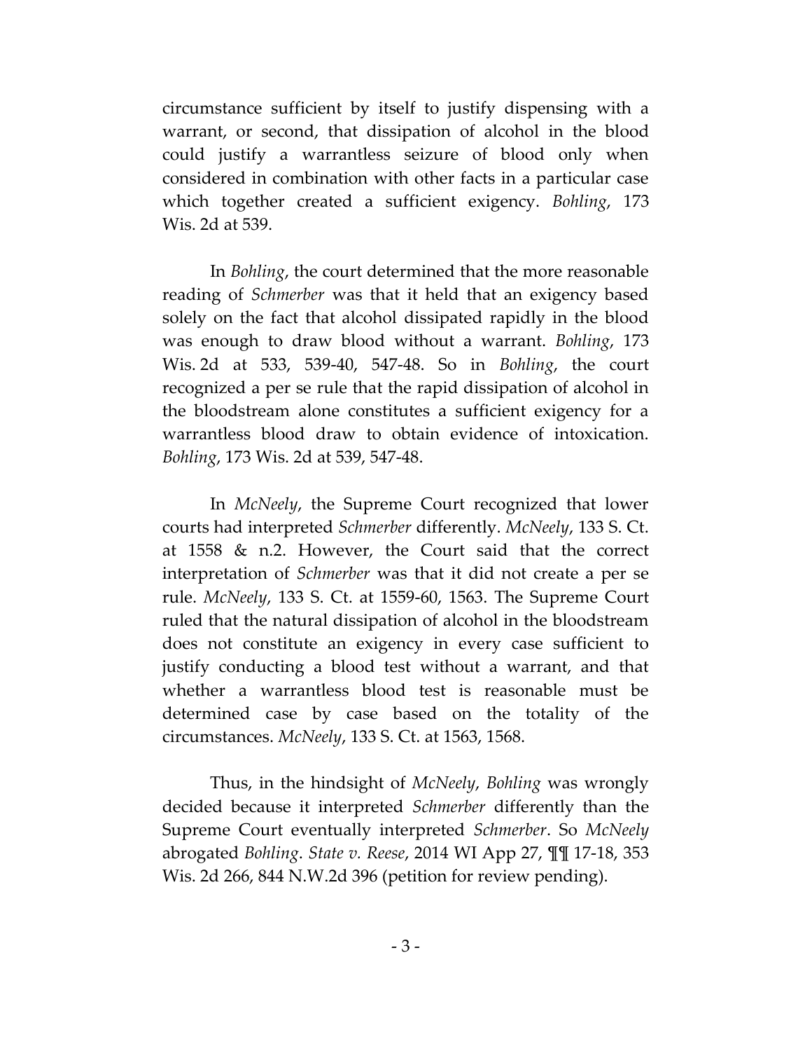circumstance sufficient by itself to justify dispensing with a warrant, or second, that dissipation of alcohol in the blood could justify a warrantless seizure of blood only when considered in combination with other facts in a particular case which together created a sufficient exigency. *Bohling*, 173 Wis. 2d at 539.

In *Bohling*, the court determined that the more reasonable reading of *Schmerber* was that it held that an exigency based solely on the fact that alcohol dissipated rapidly in the blood was enough to draw blood without a warrant. *Bohling*, 173 Wis. 2d at 533, 539-40, 547-48. So in *Bohling*, the court recognized a per se rule that the rapid dissipation of alcohol in the bloodstream alone constitutes a sufficient exigency for a warrantless blood draw to obtain evidence of intoxication. *Bohling*, 173 Wis. 2d at 539, 547-48.

In *McNeely*, the Supreme Court recognized that lower courts had interpreted *Schmerber* differently. *McNeely*, 133 S. Ct. at 1558 & n.2. However, the Court said that the correct interpretation of *Schmerber* was that it did not create a per se rule. *McNeely*, 133 S. Ct. at 1559-60, 1563. The Supreme Court ruled that the natural dissipation of alcohol in the bloodstream does not constitute an exigency in every case sufficient to justify conducting a blood test without a warrant, and that whether a warrantless blood test is reasonable must be determined case by case based on the totality of the circumstances. *McNeely*, 133 S. Ct. at 1563, 1568.

Thus, in the hindsight of *McNeely*, *Bohling* was wrongly decided because it interpreted *Schmerber* differently than the Supreme Court eventually interpreted *Schmerber*. So *McNeely* abrogated *Bohling*. *State v. Reese*, 2014 WI App 27, ¶¶ 17-18, 353 Wis. 2d 266, 844 N.W.2d 396 (petition for review pending).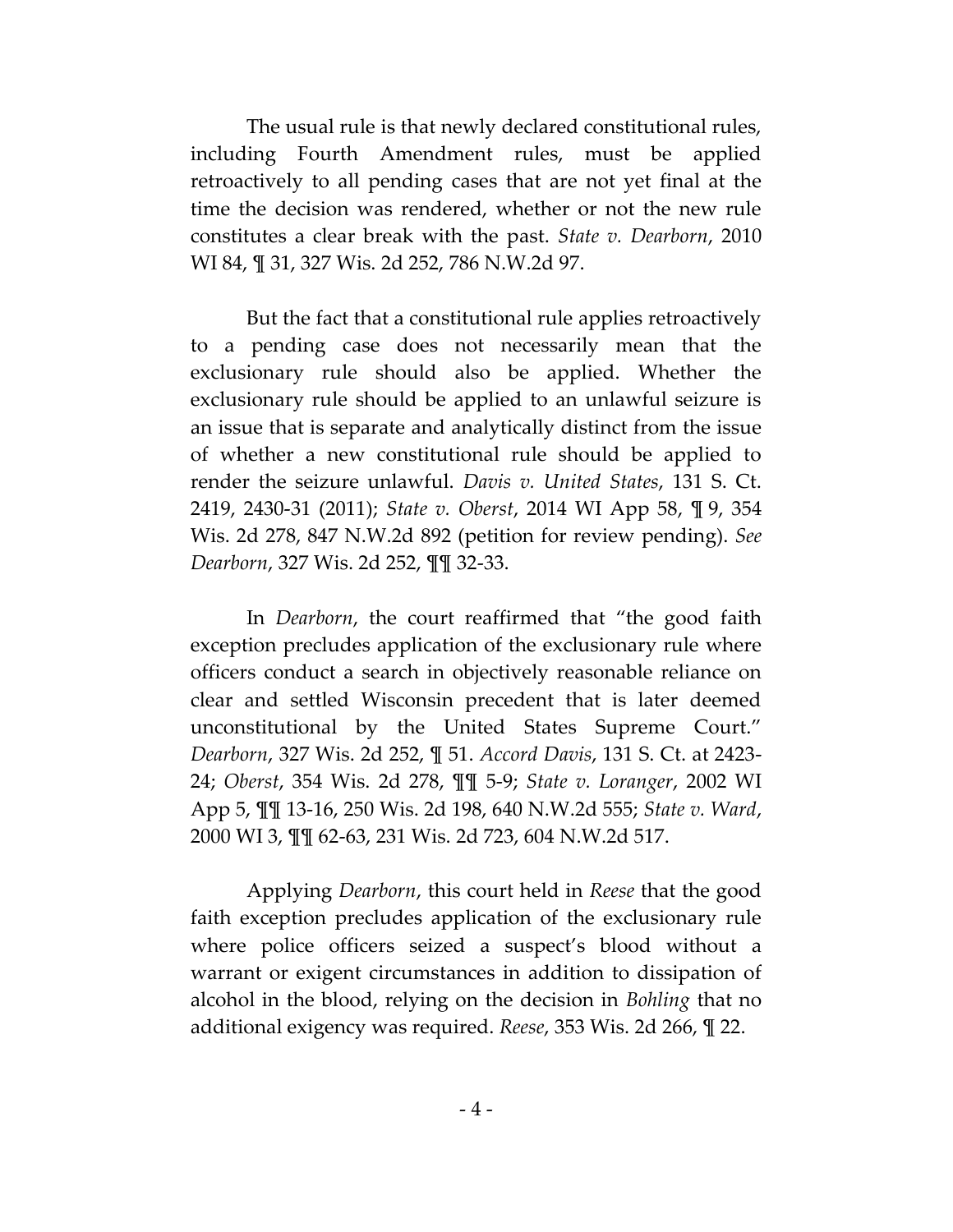The usual rule is that newly declared constitutional rules, including Fourth Amendment rules, must be applied retroactively to all pending cases that are not yet final at the time the decision was rendered, whether or not the new rule constitutes a clear break with the past. *State v. Dearborn*, 2010 WI 84, ¶ 31, 327 Wis. 2d 252, 786 N.W.2d 97.

But the fact that a constitutional rule applies retroactively to a pending case does not necessarily mean that the exclusionary rule should also be applied. Whether the exclusionary rule should be applied to an unlawful seizure is an issue that is separate and analytically distinct from the issue of whether a new constitutional rule should be applied to render the seizure unlawful. *Davis v. United States*, 131 S. Ct. 2419, 2430-31 (2011); *State v. Oberst*, 2014 WI App 58, ¶ 9, 354 Wis. 2d 278, 847 N.W.2d 892 (petition for review pending). *See Dearborn*, 327 Wis. 2d 252, ¶¶ 32-33.

In *Dearborn*, the court reaffirmed that "the good faith exception precludes application of the exclusionary rule where officers conduct a search in objectively reasonable reliance on clear and settled Wisconsin precedent that is later deemed unconstitutional by the United States Supreme Court." *Dearborn*, 327 Wis. 2d 252, ¶ 51. *Accord Davis*, 131 S. Ct. at 2423-24; *Oberst*, 354 Wis. 2d 278, ¶¶ 5-9; *State v. Loranger*, 2002 WI App 5, ¶¶ 13-16, 250 Wis. 2d 198, 640 N.W.2d 555; *State v. Ward*, 2000 WI 3, ¶¶ 62-63, 231 Wis. 2d 723, 604 N.W.2d 517.

Applying *Dearborn*, this court held in *Reese* that the good faith exception precludes application of the exclusionary rule where police officers seized a suspect's blood without a warrant or exigent circumstances in addition to dissipation of alcohol in the blood, relying on the decision in *Bohling* that no additional exigency was required. *Reese*, 353 Wis. 2d 266, ¶ 22.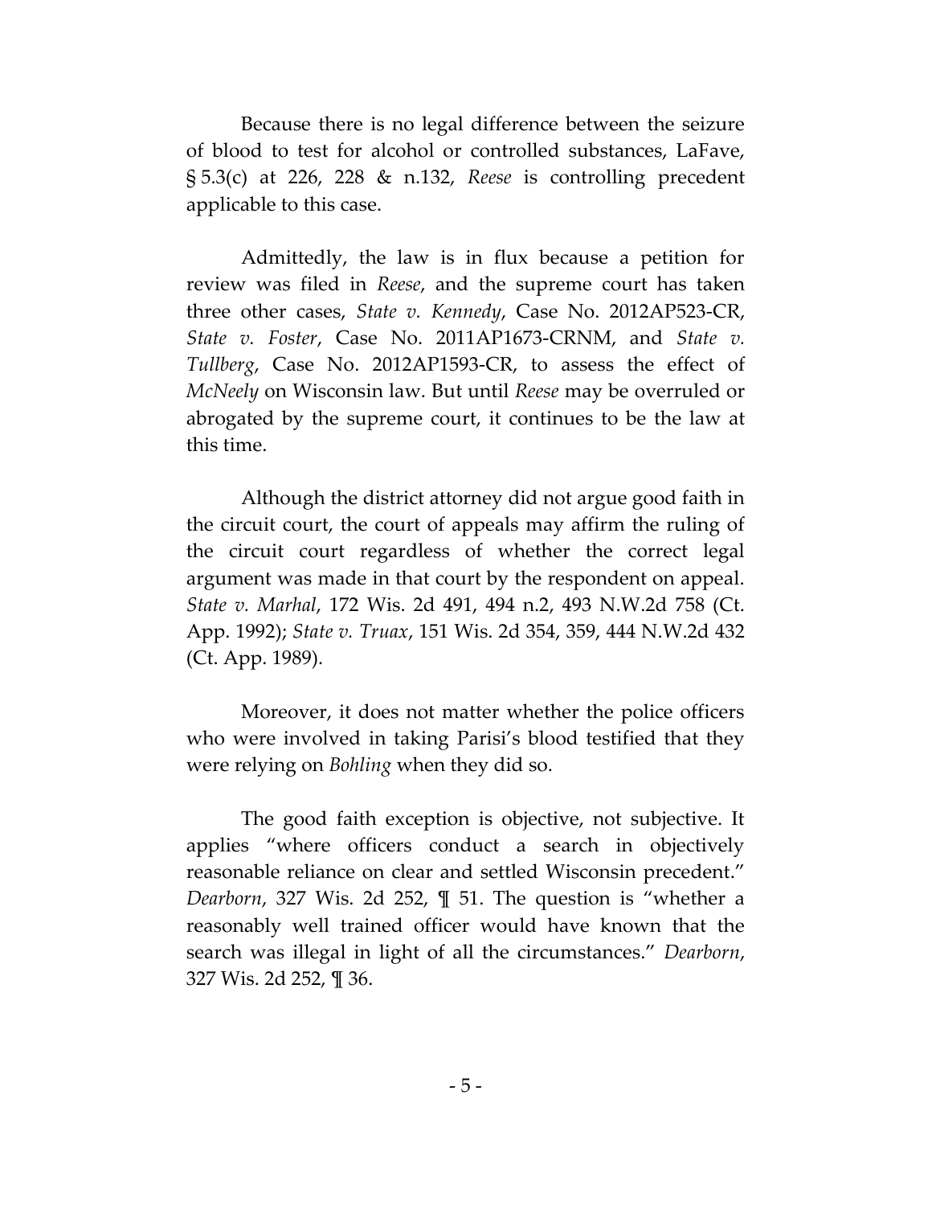Because there is no legal difference between the seizure of blood to test for alcohol or controlled substances, LaFave, § 5.3(c) at 226, 228 & n.132, *Reese* is controlling precedent applicable to this case.

Admittedly, the law is in flux because a petition for review was filed in *Reese*, and the supreme court has taken three other cases, *State v. Kennedy*, Case No. 2012AP523-CR, *State v. Foster*, Case No. 2011AP1673-CRNM, and *State v. Tullberg*, Case No. 2012AP1593-CR, to assess the effect of *McNeely* on Wisconsin law. But until *Reese* may be overruled or abrogated by the supreme court, it continues to be the law at this time.

Although the district attorney did not argue good faith in the circuit court, the court of appeals may affirm the ruling of the circuit court regardless of whether the correct legal argument was made in that court by the respondent on appeal. *State v. Marhal*, 172 Wis. 2d 491, 494 n.2, 493 N.W.2d 758 (Ct. App. 1992); *State v. Truax*, 151 Wis. 2d 354, 359, 444 N.W.2d 432 (Ct. App. 1989).

Moreover, it does not matter whether the police officers who were involved in taking Parisi's blood testified that they were relying on *Bohling* when they did so.

The good faith exception is objective, not subjective. It applies "where officers conduct a search in objectively reasonable reliance on clear and settled Wisconsin precedent." *Dearborn*, 327 Wis. 2d 252, ¶ 51. The question is "whether a reasonably well trained officer would have known that the search was illegal in light of all the circumstances." *Dearborn*, 327 Wis. 2d 252, ¶ 36.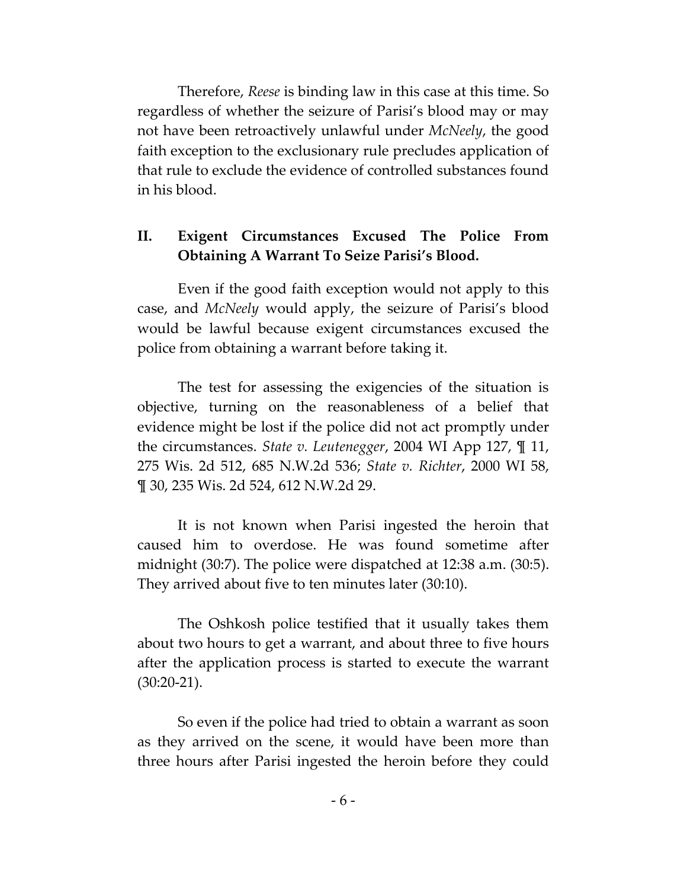Therefore, *Reese* is binding law in this case at this time. So regardless of whether the seizure of Parisi's blood may or may not have been retroactively unlawful under *McNeely*, the good faith exception to the exclusionary rule precludes application of that rule to exclude the evidence of controlled substances found in his blood.

## II. Exigent Circumstances Excused The Police From Obtaining A Warrant To Seize Parisi's Blood.

Even if the good faith exception would not apply to this case, and *McNeely* would apply, the seizure of Parisi's blood would be lawful because exigent circumstances excused the police from obtaining a warrant before taking it.

The test for assessing the exigencies of the situation is objective, turning on the reasonableness of a belief that evidence might be lost if the police did not act promptly under the circumstances. *State v. Leutenegger*, 2004 WI App 127, ¶ 11, 275 Wis. 2d 512, 685 N.W.2d 536; *State v. Richter*, 2000 WI 58, ¶ 30, 235 Wis. 2d 524, 612 N.W.2d 29.

It is not known when Parisi ingested the heroin that caused him to overdose. He was found sometime after midnight (30:7). The police were dispatched at 12:38 a.m. (30:5). They arrived about five to ten minutes later (30:10).

The Oshkosh police testified that it usually takes them about two hours to get a warrant, and about three to five hours after the application process is started to execute the warrant (30:20-21).

So even if the police had tried to obtain a warrant as soon as they arrived on the scene, it would have been more than three hours after Parisi ingested the heroin before they could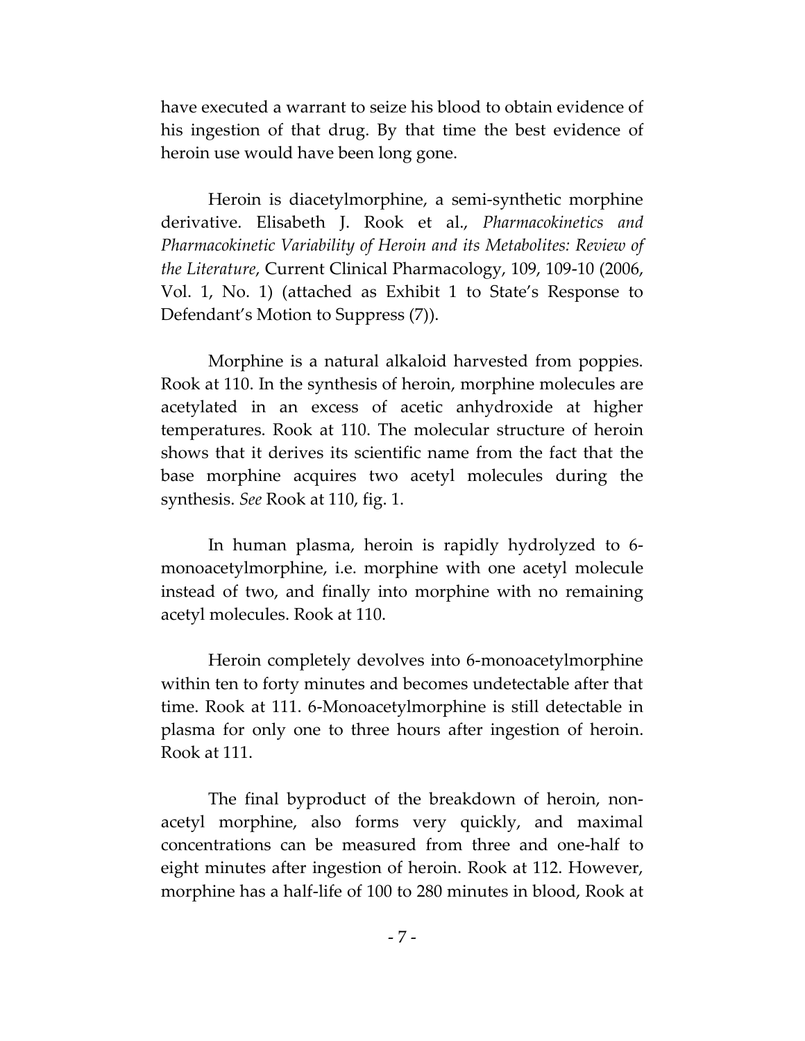have executed a warrant to seize his blood to obtain evidence of his ingestion of that drug. By that time the best evidence of heroin use would have been long gone.

Heroin is diacetylmorphine, a semi-synthetic morphine derivative. Elisabeth J. Rook et al., *Pharmacokinetics and Pharmacokinetic Variability of Heroin and its Metabolites: Review of the Literature*, Current Clinical Pharmacology, 109, 109-10 (2006, Vol. 1, No. 1) (attached as Exhibit 1 to State's Response to Defendant's Motion to Suppress (7)).

Morphine is a natural alkaloid harvested from poppies. Rook at 110. In the synthesis of heroin, morphine molecules are acetylated in an excess of acetic anhydroxide at higher temperatures. Rook at 110. The molecular structure of heroin shows that it derives its scientific name from the fact that the base morphine acquires two acetyl molecules during the synthesis. *See* Rook at 110, fig. 1.

In human plasma, heroin is rapidly hydrolyzed to 6-monoacetylmorphine, i.e. morphine with one acetyl molecule instead of two, and finally into morphine with no remaining acetyl molecules. Rook at 110.

Heroin completely devolves into 6-monoacetylmorphine within ten to forty minutes and becomes undetectable after that time. Rook at 111. 6-Monoacetylmorphine is still detectable in plasma for only one to three hours after ingestion of heroin. Rook at 111.

The final byproduct of the breakdown of heroin, non-acetyl morphine, also forms very quickly, and maximal concentrations can be measured from three and one-half to eight minutes after ingestion of heroin. Rook at 112. However, morphine has a half-life of 100 to 280 minutes in blood, Rook at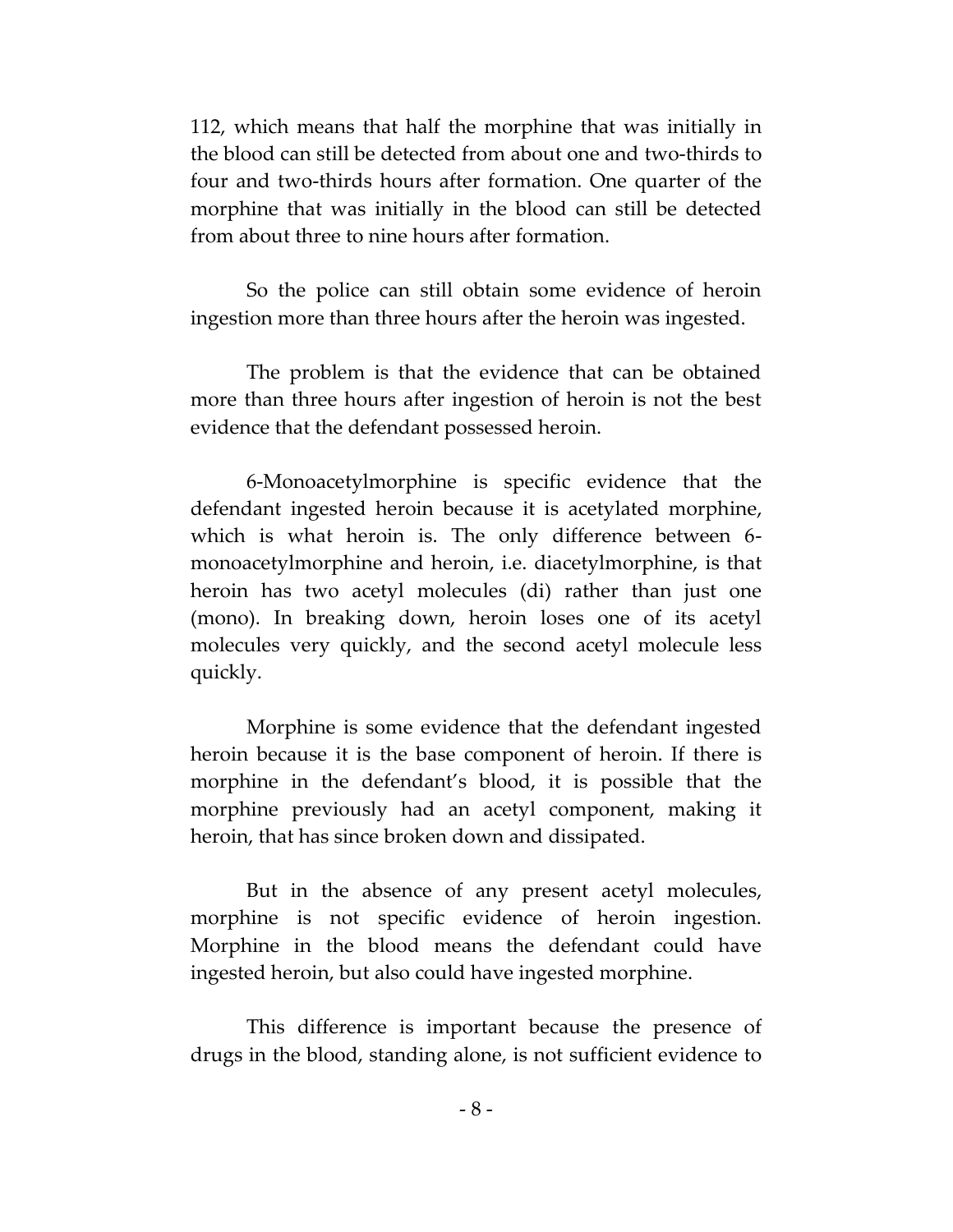112, which means that half the morphine that was initially in the blood can still be detected from about one and two-thirds to four and two-thirds hours after formation. One quarter of the morphine that was initially in the blood can still be detected from about three to nine hours after formation.

So the police can still obtain some evidence of heroin ingestion more than three hours after the heroin was ingested.

The problem is that the evidence that can be obtained more than three hours after ingestion of heroin is not the best evidence that the defendant possessed heroin.

6-Monoacetylmorphine is specific evidence that the defendant ingested heroin because it is acetylated morphine, which is what heroin is. The only difference between 6-monoacetylmorphine and heroin, i.e. diacetylmorphine, is that heroin has two acetyl molecules (di) rather than just one (mono). In breaking down, heroin loses one of its acetyl molecules very quickly, and the second acetyl molecule less quickly.

Morphine is some evidence that the defendant ingested heroin because it is the base component of heroin. If there is morphine in the defendant's blood, it is possible that the morphine previously had an acetyl component, making it heroin, that has since broken down and dissipated.

But in the absence of any present acetyl molecules, morphine is not specific evidence of heroin ingestion. Morphine in the blood means the defendant could have ingested heroin, but also could have ingested morphine.

This difference is important because the presence of drugs in the blood, standing alone, is not sufficient evidence to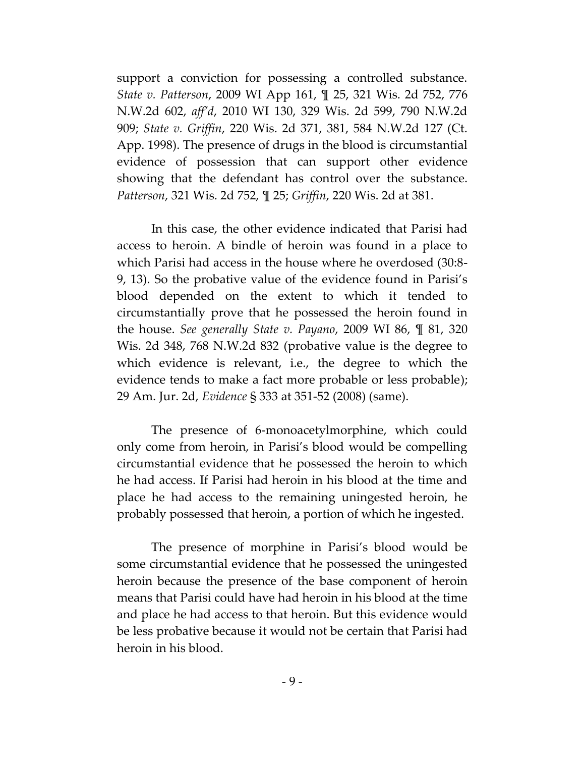support a conviction for possessing a controlled substance. *State v. Patterson*, 2009 WI App 161, ¶ 25, 321 Wis. 2d 752, 776 N.W.2d 602, *aff'd*, 2010 WI 130, 329 Wis. 2d 599, 790 N.W.2d 909; *State v. Griffin*, 220 Wis. 2d 371, 381, 584 N.W.2d 127 (Ct. App. 1998). The presence of drugs in the blood is circumstantial evidence of possession that can support other evidence showing that the defendant has control over the substance. *Patterson*, 321 Wis. 2d 752, ¶ 25; *Griffin*, 220 Wis. 2d at 381.

In this case, the other evidence indicated that Parisi had access to heroin. A bindle of heroin was found in a place to which Parisi had access in the house where he overdosed (30:8-9, 13). So the probative value of the evidence found in Parisi's blood depended on the extent to which it tended to circumstantially prove that he possessed the heroin found in the house. *See generally State v. Payano*, 2009 WI 86, ¶ 81, 320 Wis. 2d 348, 768 N.W.2d 832 (probative value is the degree to which evidence is relevant, i.e., the degree to which the evidence tends to make a fact more probable or less probable); 29 Am. Jur. 2d, *Evidence* § 333 at 351-52 (2008) (same).

The presence of 6-monoacetylmorphine, which could only come from heroin, in Parisi's blood would be compelling circumstantial evidence that he possessed the heroin to which he had access. If Parisi had heroin in his blood at the time and place he had access to the remaining uningested heroin, he probably possessed that heroin, a portion of which he ingested.

The presence of morphine in Parisi's blood would be some circumstantial evidence that he possessed the uningested heroin because the presence of the base component of heroin means that Parisi could have had heroin in his blood at the time and place he had access to that heroin. But this evidence would be less probative because it would not be certain that Parisi had heroin in his blood.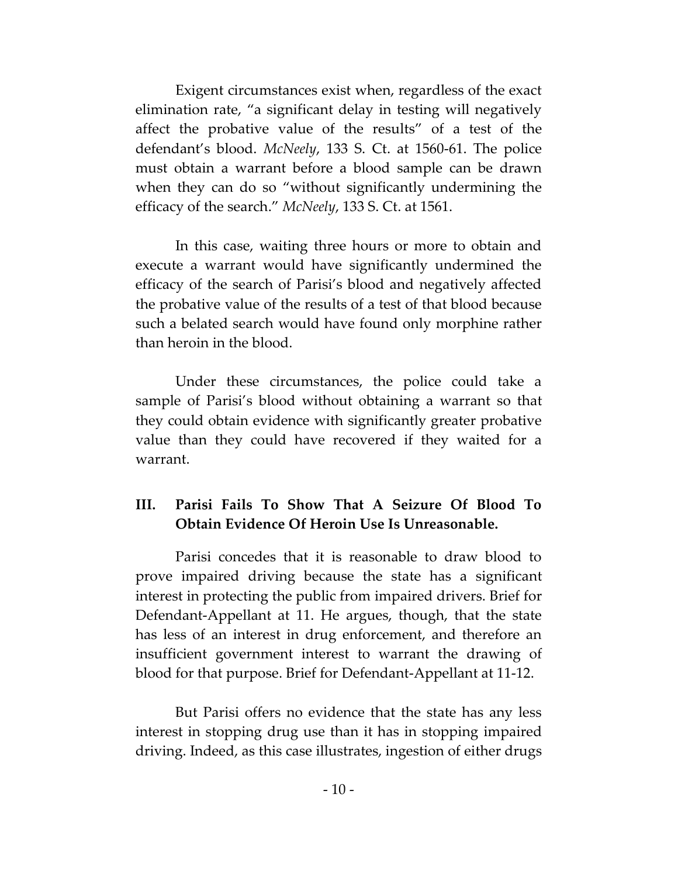Exigent circumstances exist when, regardless of the exact elimination rate, "a significant delay in testing will negatively affect the probative value of the results" of a test of the defendant's blood. *McNeely*, 133 S. Ct. at 1560-61. The police must obtain a warrant before a blood sample can be drawn when they can do so "without significantly undermining the efficacy of the search." *McNeely*, 133 S. Ct. at 1561.

In this case, waiting three hours or more to obtain and execute a warrant would have significantly undermined the efficacy of the search of Parisi's blood and negatively affected the probative value of the results of a test of that blood because such a belated search would have found only morphine rather than heroin in the blood.

Under these circumstances, the police could take a sample of Parisi's blood without obtaining a warrant so that they could obtain evidence with significantly greater probative value than they could have recovered if they waited for a warrant.

## III. Parisi Fails To Show That A Seizure Of Blood To Obtain Evidence Of Heroin Use Is Unreasonable.

Parisi concedes that it is reasonable to draw blood to prove impaired driving because the state has a significant interest in protecting the public from impaired drivers. Brief for Defendant-Appellant at 11. He argues, though, that the state has less of an interest in drug enforcement, and therefore an insufficient government interest to warrant the drawing of blood for that purpose. Brief for Defendant-Appellant at 11-12.

But Parisi offers no evidence that the state has any less interest in stopping drug use than it has in stopping impaired driving. Indeed, as this case illustrates, ingestion of either drugs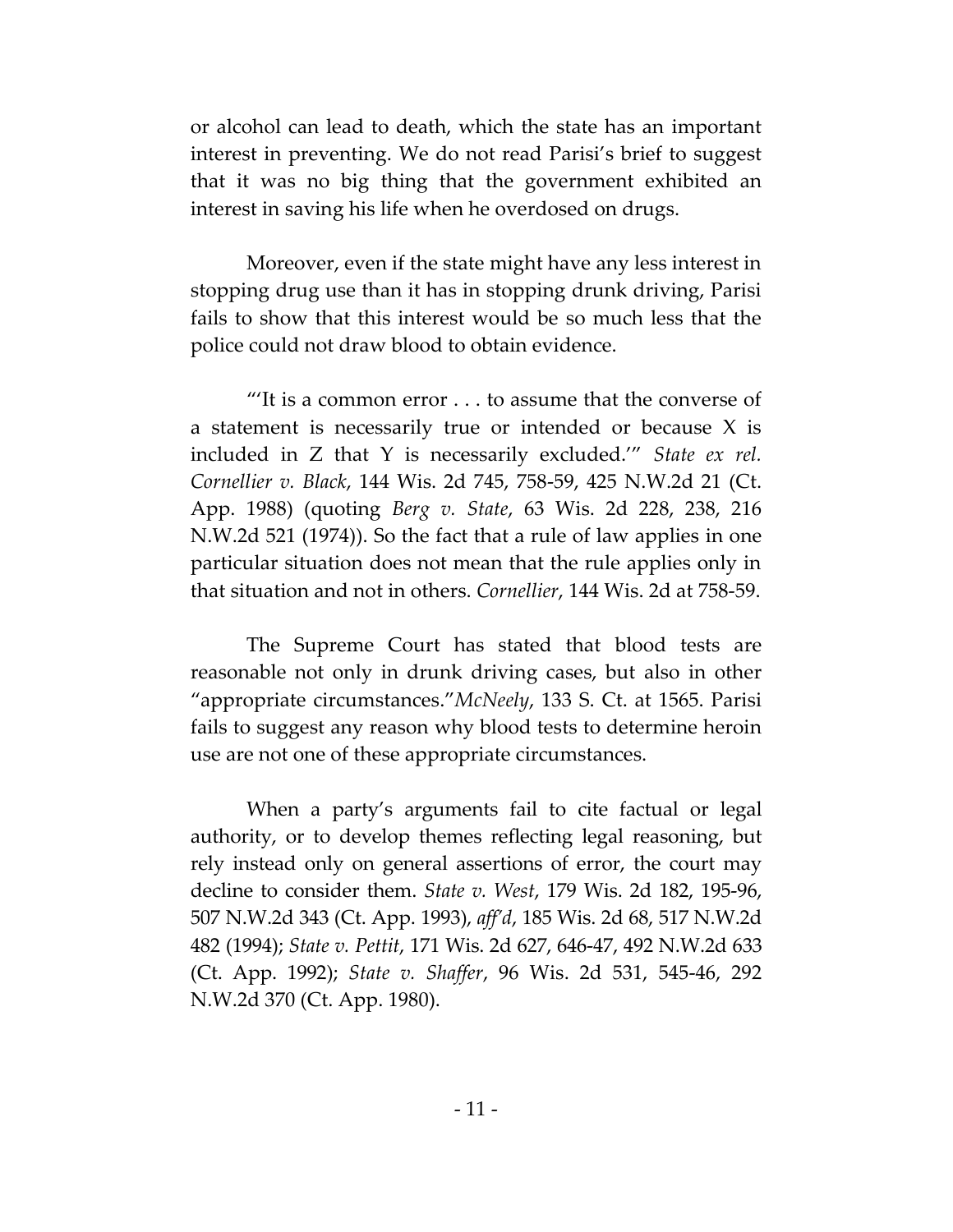or alcohol can lead to death, which the state has an important interest in preventing. We do not read Parisi's brief to suggest that it was no big thing that the government exhibited an interest in saving his life when he overdosed on drugs.

Moreover, even if the state might have any less interest in stopping drug use than it has in stopping drunk driving, Parisi fails to show that this interest would be so much less that the police could not draw blood to obtain evidence.

"'It is a common error . . . to assume that the converse of a statement is necessarily true or intended or because X is included in Z that Y is necessarily excluded.'" *State ex rel. Cornellier v. Black*, 144 Wis. 2d 745, 758-59, 425 N.W.2d 21 (Ct. App. 1988) (quoting *Berg v. State*, 63 Wis. 2d 228, 238, 216 N.W.2d 521 (1974)). So the fact that a rule of law applies in one particular situation does not mean that the rule applies only in that situation and not in others. *Cornellier*, 144 Wis. 2d at 758-59.

The Supreme Court has stated that blood tests are reasonable not only in drunk driving cases, but also in other "appropriate circumstances."*McNeely*, 133 S. Ct. at 1565. Parisi fails to suggest any reason why blood tests to determine heroin use are not one of these appropriate circumstances.

When a party's arguments fail to cite factual or legal authority, or to develop themes reflecting legal reasoning, but rely instead only on general assertions of error, the court may decline to consider them. *State v. West*, 179 Wis. 2d 182, 195-96, 507 N.W.2d 343 (Ct. App. 1993), *aff'd*, 185 Wis. 2d 68, 517 N.W.2d 482 (1994); *State v. Pettit*, 171 Wis. 2d 627, 646-47, 492 N.W.2d 633 (Ct. App. 1992); *State v. Shaffer*, 96 Wis. 2d 531, 545-46, 292 N.W.2d 370 (Ct. App. 1980).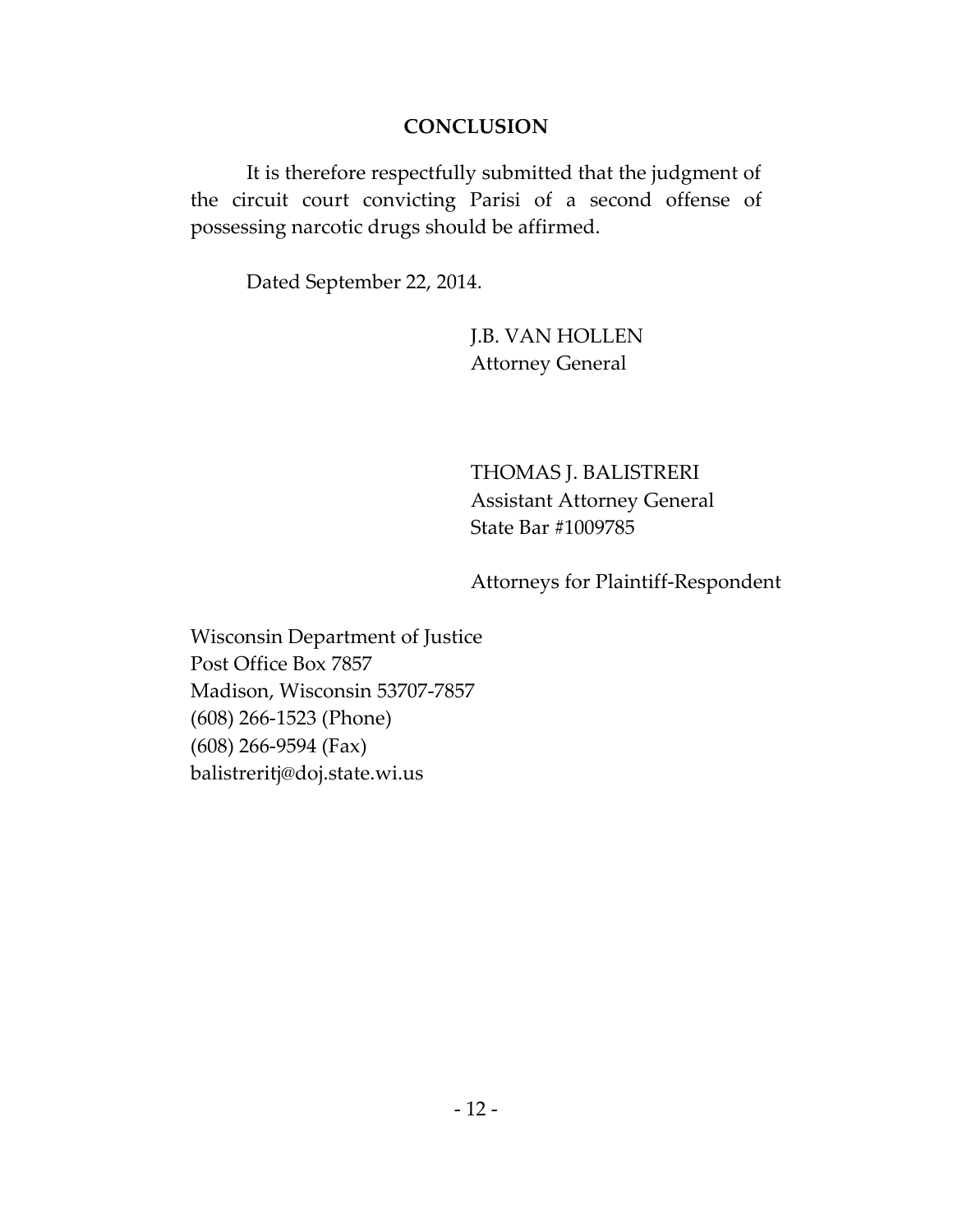## CONCLUSION

It is therefore respectfully submitted that the judgment of the circuit court convicting Parisi of a second offense of possessing narcotic drugs should be affirmed.

Dated September 22, 2014.

J.B. VAN HOLLEN
Attorney General

THOMAS J. BALISTRERI
Assistant Attorney General
State Bar #1009785

Attorneys for Plaintiff-Respondent

Wisconsin Department of Justice
Post Office Box 7857
Madison, Wisconsin 53707-7857
(608) 266-1523 (Phone)
(608) 266-9594 (Fax)
balistreritj@doj.state.wi.us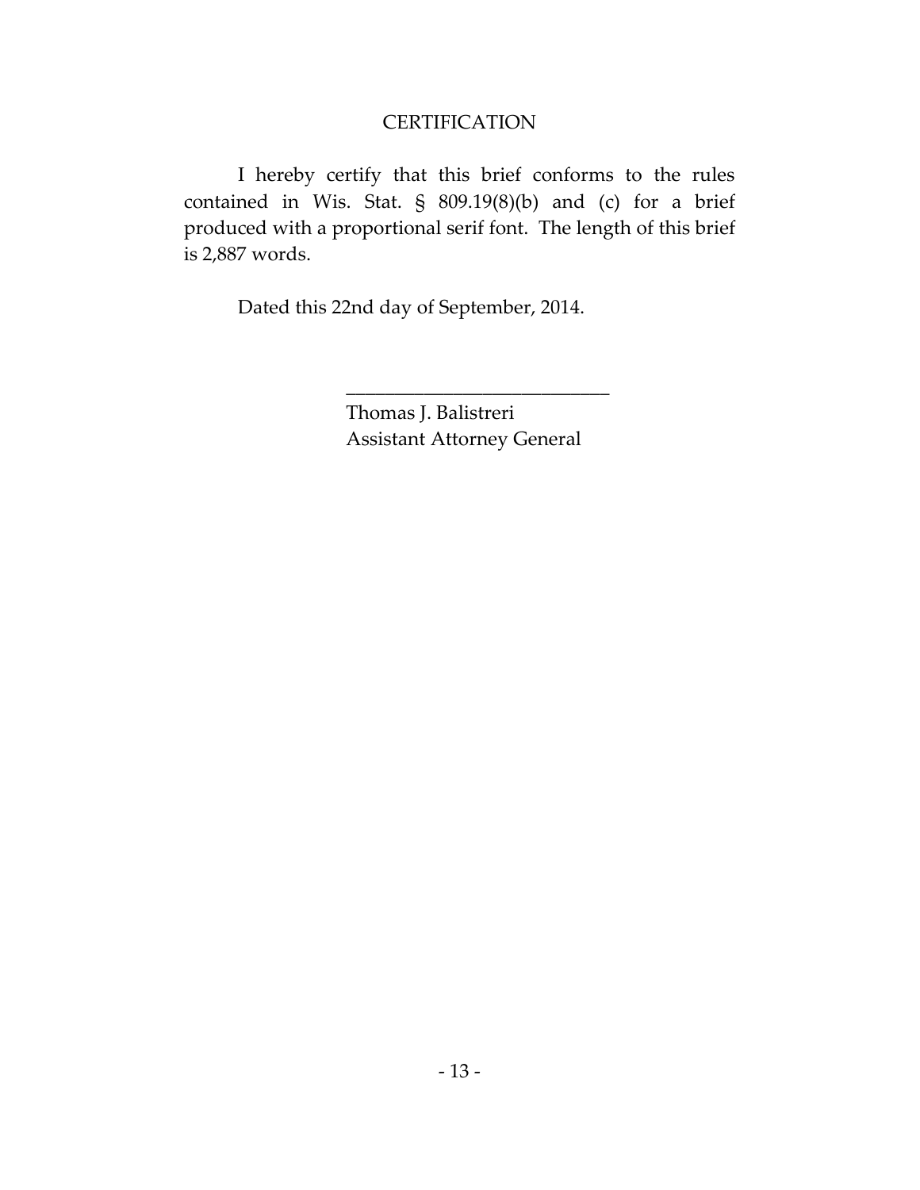## CERTIFICATION

I hereby certify that this brief conforms to the rules contained in Wis. Stat. § 809.19(8)(b) and (c) for a brief produced with a proportional serif font. The length of this brief is 2,887 words.

Dated this 22nd day of September, 2014.

\_\_\_\_\_\_\_\_\_\_\_\_\_\_\_\_\_\_\_\_\_\_\_\_\_\_\_\_\_

Thomas J. Balistreri
Assistant Attorney General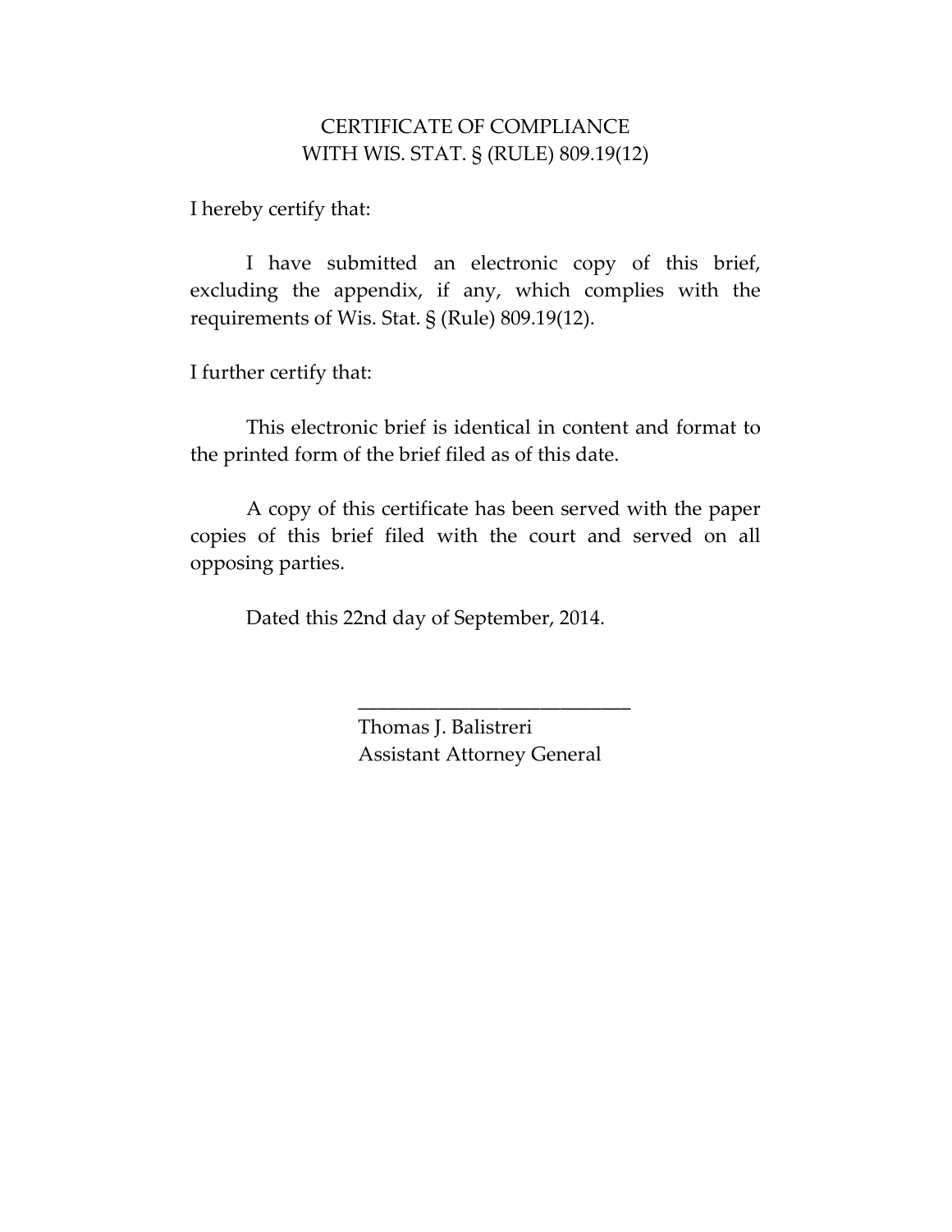# CERTIFICATE OF COMPLIANCE WITH WIS. STAT. § (RULE) 809.19(12)

I hereby certify that:

I have submitted an electronic copy of this brief, excluding the appendix, if any, which complies with the requirements of Wis. Stat. § (Rule) 809.19(12).

I further certify that:

This electronic brief is identical in content and format to the printed form of the brief filed as of this date.

A copy of this certificate has been served with the paper copies of this brief filed with the court and served on all opposing parties.

Dated this 22nd day of September, 2014.

\_\_\_\_\_\_\_\_\_\_\_\_\_\_\_\_\_\_\_\_\_\_\_\_\_\_\_\_\_\_
Thomas J. Balistreri
Assistant Attorney General